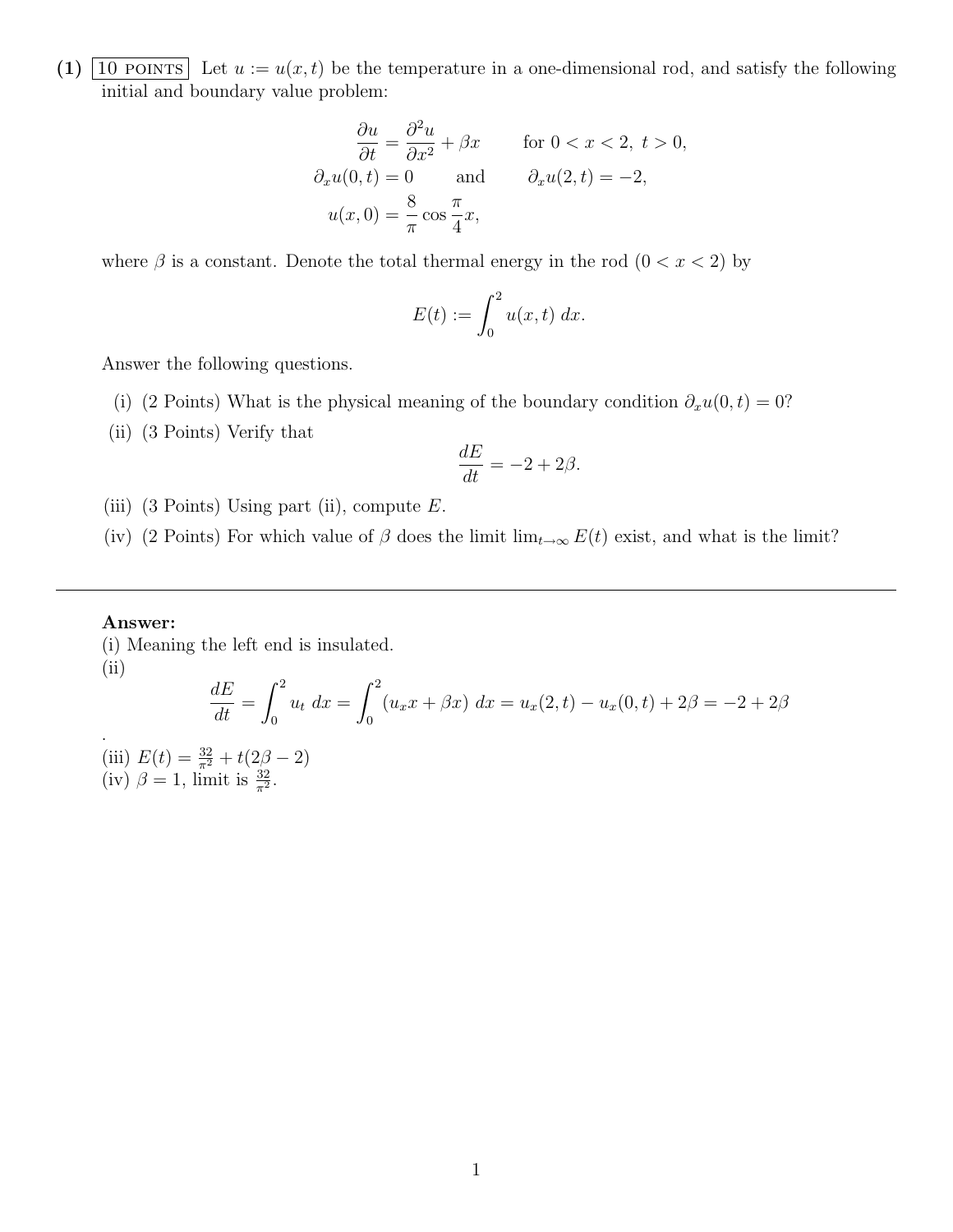**(1)** 10 POINTS Let $u := u(x,t)$ be the temperature in a one-dimensional rod, and satisfy the following initial and boundary value problem:

$$\frac{\partial u}{\partial t} = \frac{\partial^2 u}{\partial x^2} + \beta x \qquad \text{for } 0 < x < 2,\ t > 0,$$

$$\partial_x u(0,t) = 0 \qquad \text{and} \qquad \partial_x u(2,t) = -2,$$

$$u(x,0) = \frac{8}{\pi} \cos \frac{\pi}{4} x,$$

where $\beta$ is a constant. Denote the total thermal energy in the rod ($0 < x < 2$) by

$$E(t) := \int_0^2 u(x,t)\, dx.$$

Answer the following questions.

(i) (2 Points) What is the physical meaning of the boundary condition $\partial_x u(0,t) = 0$?

(ii) (3 Points) Verify that

$$\frac{dE}{dt} = -2 + 2\beta.$$

(iii) (3 Points) Using part (ii), compute $E$.

(iv) (2 Points) For which value of $\beta$ does the limit $\lim_{t\to\infty} E(t)$ exist, and what is the limit?

---

**Answer:**

(i) Meaning the left end is insulated.

(ii)

$$\frac{dE}{dt} = \int_0^2 u_t\, dx = \int_0^2 (u_x x + \beta x)\, dx = u_x(2,t) - u_x(0,t) + 2\beta = -2 + 2\beta$$

.

(iii) $E(t) = \frac{32}{\pi^2} + t(2\beta - 2)$

(iv) $\beta = 1$, limit is $\frac{32}{\pi^2}$.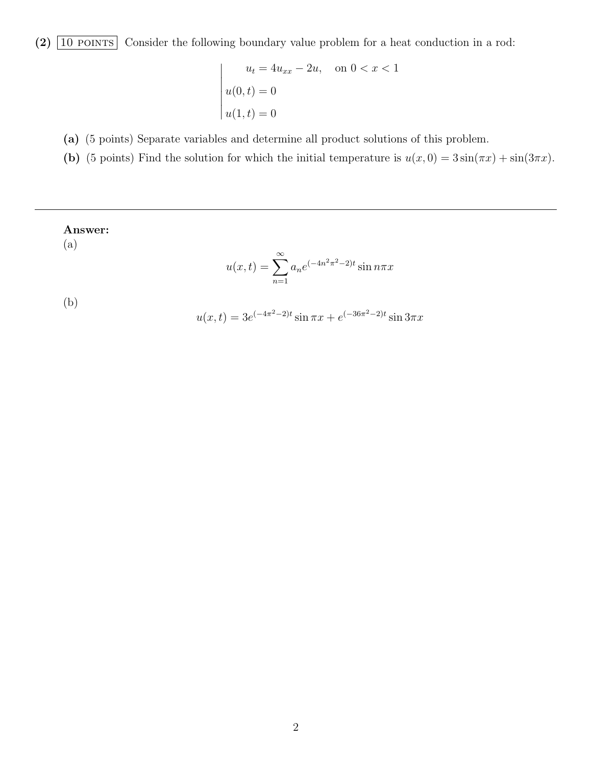**(2)** 10 POINTS Consider the following boundary value problem for a heat conduction in a rod:

$$
\begin{vmatrix}
u_t = 4u_{xx} - 2u, \quad \text{on } 0 < x < 1 \\
u(0,t) = 0 \\
u(1,t) = 0
\end{vmatrix}
$$

**(a)** (5 points) Separate variables and determine all product solutions of this problem.

**(b)** (5 points) Find the solution for which the initial temperature is $u(x, 0) = 3\sin(\pi x) + \sin(3\pi x)$.

---

**Answer:**

(a)

$$
u(x,t) = \sum_{n=1}^{\infty} a_n e^{(-4n^2\pi^2-2)t} \sin n\pi x
$$

(b)

$$
u(x,t) = 3e^{(-4\pi^2-2)t} \sin \pi x + e^{(-36\pi^2-2)t} \sin 3\pi x
$$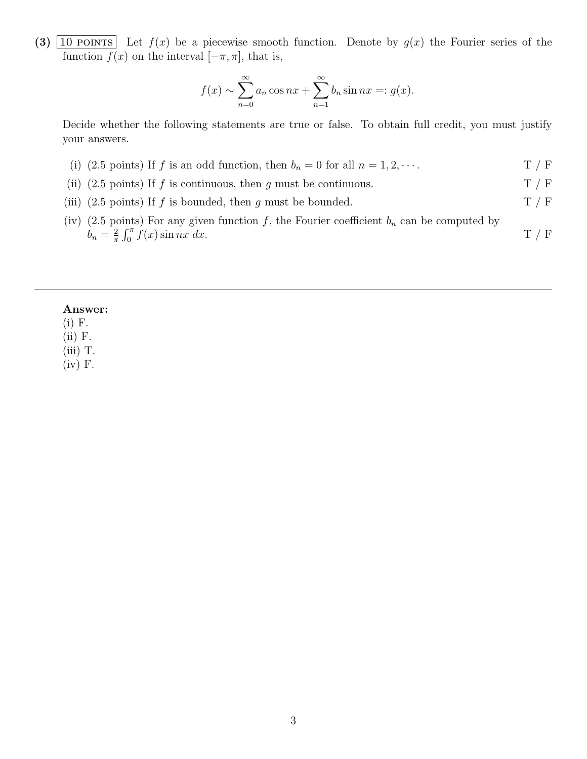**(3)** 10 POINTS Let $f(x)$ be a piecewise smooth function. Denote by $g(x)$ the Fourier series of the function $f(x)$ on the interval $[-\pi, \pi]$, that is,

$$f(x) \sim \sum_{n=0}^{\infty} a_n \cos nx + \sum_{n=1}^{\infty} b_n \sin nx =: g(x).$$

Decide whether the following statements are true or false. To obtain full credit, you must justify your answers.

(i) (2.5 points) If $f$ is an odd function, then $b_n = 0$ for all $n = 1, 2, \cdots$. T / F

(ii) (2.5 points) If $f$ is continuous, then $g$ must be continuous. T / F

(iii) (2.5 points) If $f$ is bounded, then $g$ must be bounded. T / F

(iv) (2.5 points) For any given function $f$, the Fourier coefficient $b_n$ can be computed by $b_n = \frac{2}{\pi} \int_0^{\pi} f(x) \sin nx \, dx$. T / F

---

**Answer:**

(i) F.

(ii) F.

(iii) T.

(iv) F.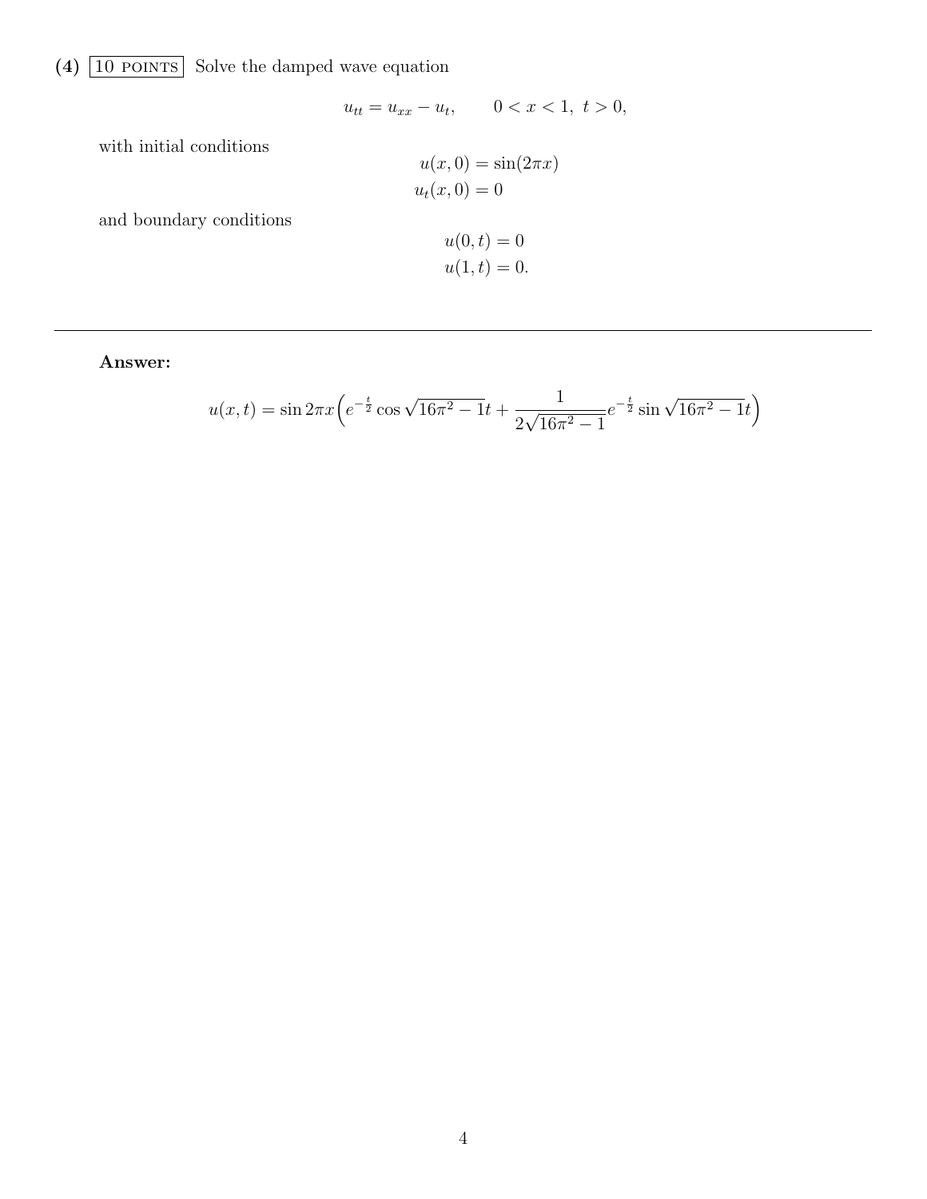**(4)** 10 POINTS Solve the damped wave equation

$$u_{tt} = u_{xx} - u_t, \qquad 0 < x < 1,\ t > 0,$$

with initial conditions

$$u(x,0) = \sin(2\pi x)$$
$$u_t(x,0) = 0$$

and boundary conditions

$$u(0,t) = 0$$
$$u(1,t) = 0.$$

---

**Answer:**

$$u(x,t) = \sin 2\pi x \Big( e^{-\frac{t}{2}} \cos \sqrt{16\pi^2 - 1}t + \frac{1}{2\sqrt{16\pi^2 - 1}} e^{-\frac{t}{2}} \sin \sqrt{16\pi^2 - 1}t \Big)$$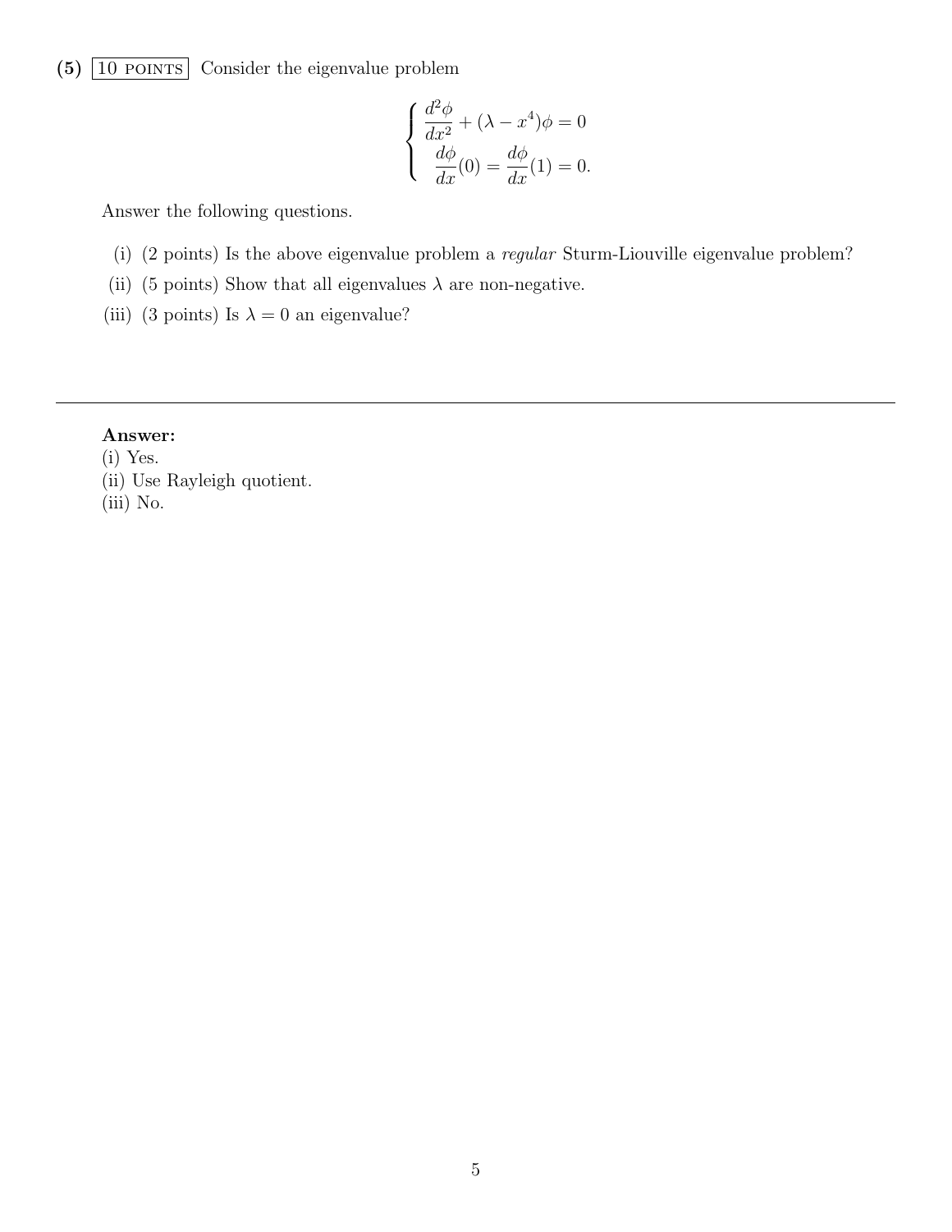**(5)** 10 POINTS Consider the eigenvalue problem

$$
\begin{cases}
\dfrac{d^2\phi}{dx^2} + (\lambda - x^4)\phi = 0 \\[2mm]
\dfrac{d\phi}{dx}(0) = \dfrac{d\phi}{dx}(1) = 0.
\end{cases}
$$

Answer the following questions.

(i) (2 points) Is the above eigenvalue problem a *regular* Sturm-Liouville eigenvalue problem?

(ii) (5 points) Show that all eigenvalues $\lambda$ are non-negative.

(iii) (3 points) Is $\lambda = 0$ an eigenvalue?

---

**Answer:**

(i) Yes.

(ii) Use Rayleigh quotient.

(iii) No.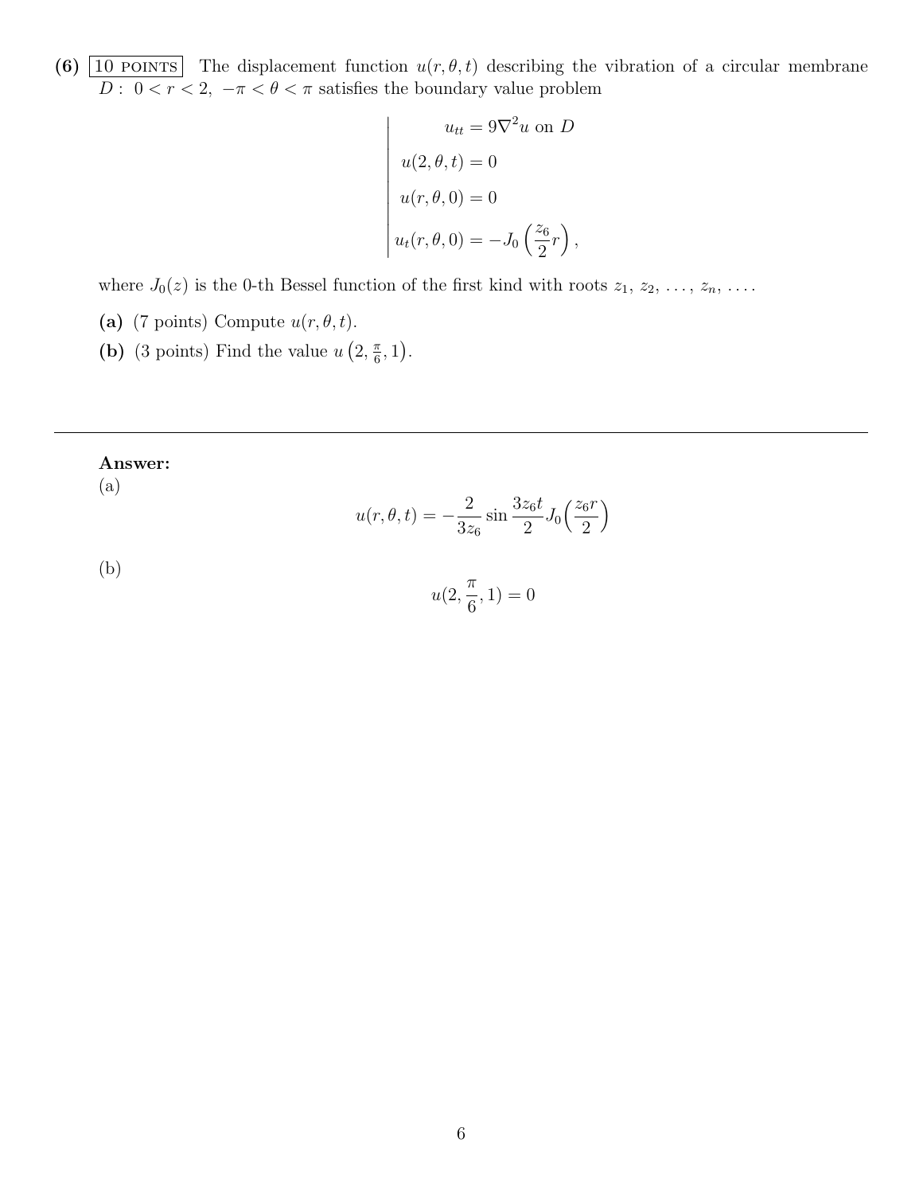**(6)** 10 POINTS The displacement function $u(r, \theta, t)$ describing the vibration of a circular membrane $D: \; 0 < r < 2, \; -\pi < \theta < \pi$ satisfies the boundary value problem

$$\left| \begin{array}{l} u_{tt} = 9\nabla^2 u \text{ on } D \\ u(2, \theta, t) = 0 \\ u(r, \theta, 0) = 0 \\ u_t(r, \theta, 0) = -J_0\left(\frac{z_6}{2} r\right), \end{array} \right.$$

where $J_0(z)$ is the 0-th Bessel function of the first kind with roots $z_1, z_2, \ldots, z_n, \ldots$.

**(a)** (7 points) Compute $u(r, \theta, t)$.

**(b)** (3 points) Find the value $u\left(2, \frac{\pi}{6}, 1\right)$.

---

**Answer:**

(a)

$$u(r, \theta, t) = -\frac{2}{3z_6} \sin \frac{3z_6 t}{2} J_0\left(\frac{z_6 r}{2}\right)$$

(b)

$$u(2, \frac{\pi}{6}, 1) = 0$$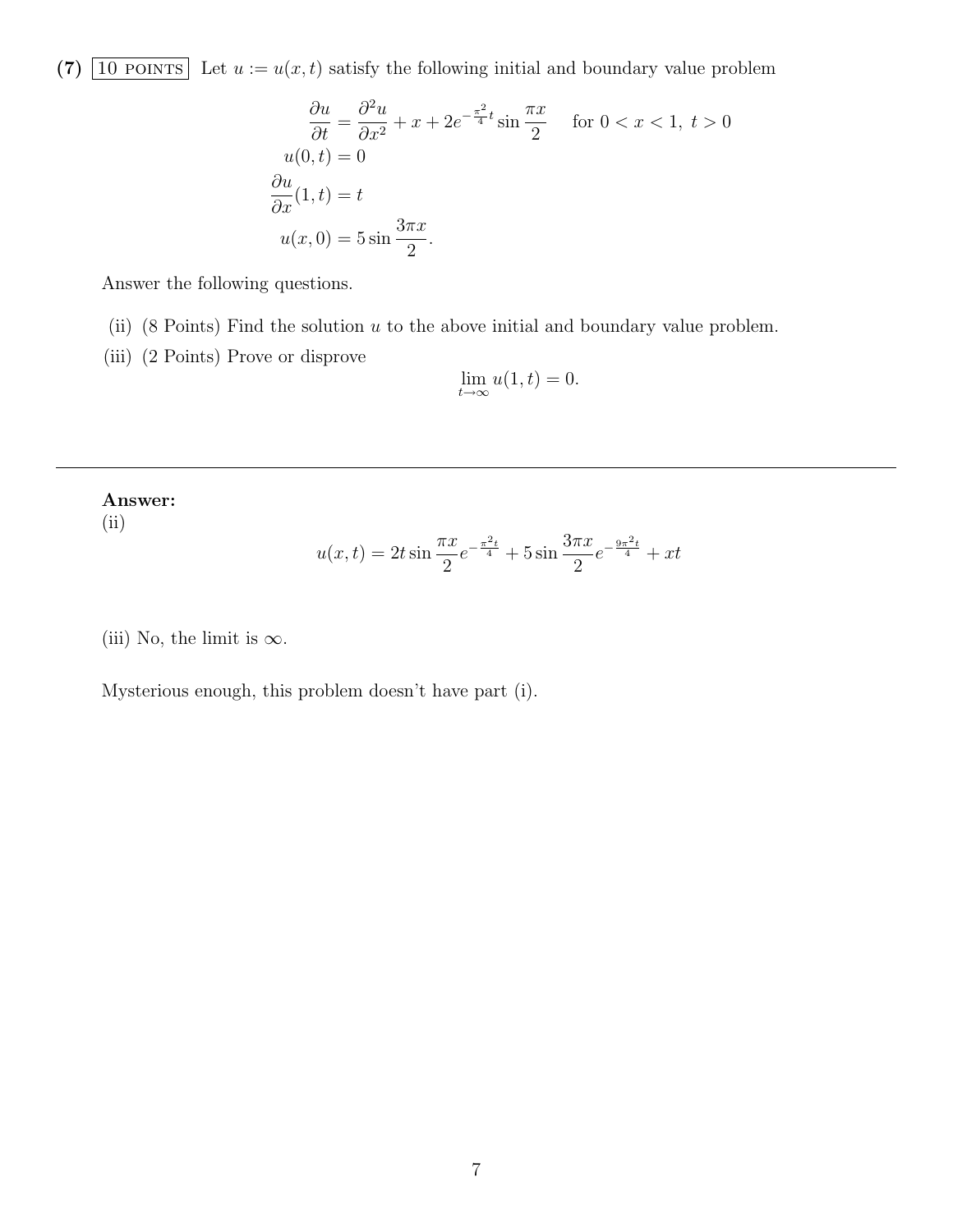**(7)** 10 POINTS Let $u := u(x,t)$ satisfy the following initial and boundary value problem

$$
\begin{aligned}
\frac{\partial u}{\partial t} &= \frac{\partial^2 u}{\partial x^2} + x + 2e^{-\frac{\pi^2}{4}t} \sin \frac{\pi x}{2} \qquad \text{for } 0 < x < 1,\ t > 0 \\
u(0,t) &= 0 \\
\frac{\partial u}{\partial x}(1,t) &= t \\
u(x,0) &= 5 \sin \frac{3\pi x}{2}.
\end{aligned}
$$

Answer the following questions.

(ii) (8 Points) Find the solution $u$ to the above initial and boundary value problem.

(iii) (2 Points) Prove or disprove

$$\lim_{t\to\infty} u(1,t) = 0.$$

---

**Answer:**

(ii)

$$u(x,t) = 2t \sin \frac{\pi x}{2} e^{-\frac{\pi^2 t}{4}} + 5 \sin \frac{3\pi x}{2} e^{-\frac{9\pi^2 t}{4}} + xt$$

(iii) No, the limit is $\infty$.

Mysterious enough, this problem doesn't have part (i).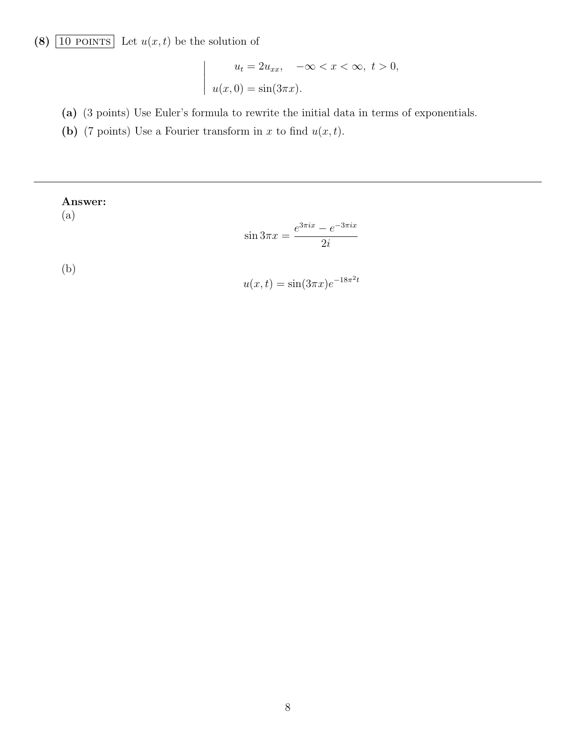**(8)** 10 POINTS Let $u(x,t)$ be the solution of

$$
\left| \begin{array}{l} u_t = 2u_{xx}, \quad -\infty < x < \infty, \ t > 0, \\ u(x,0) = \sin(3\pi x). \end{array} \right.
$$

**(a)** (3 points) Use Euler's formula to rewrite the initial data in terms of exponentials.

**(b)** (7 points) Use a Fourier transform in $x$ to find $u(x,t)$.

---

**Answer:**

(a)

$$
\sin 3\pi x = \frac{e^{3\pi i x} - e^{-3\pi i x}}{2i}
$$

(b)

$$
u(x,t) = \sin(3\pi x)e^{-18\pi^2 t}
$$